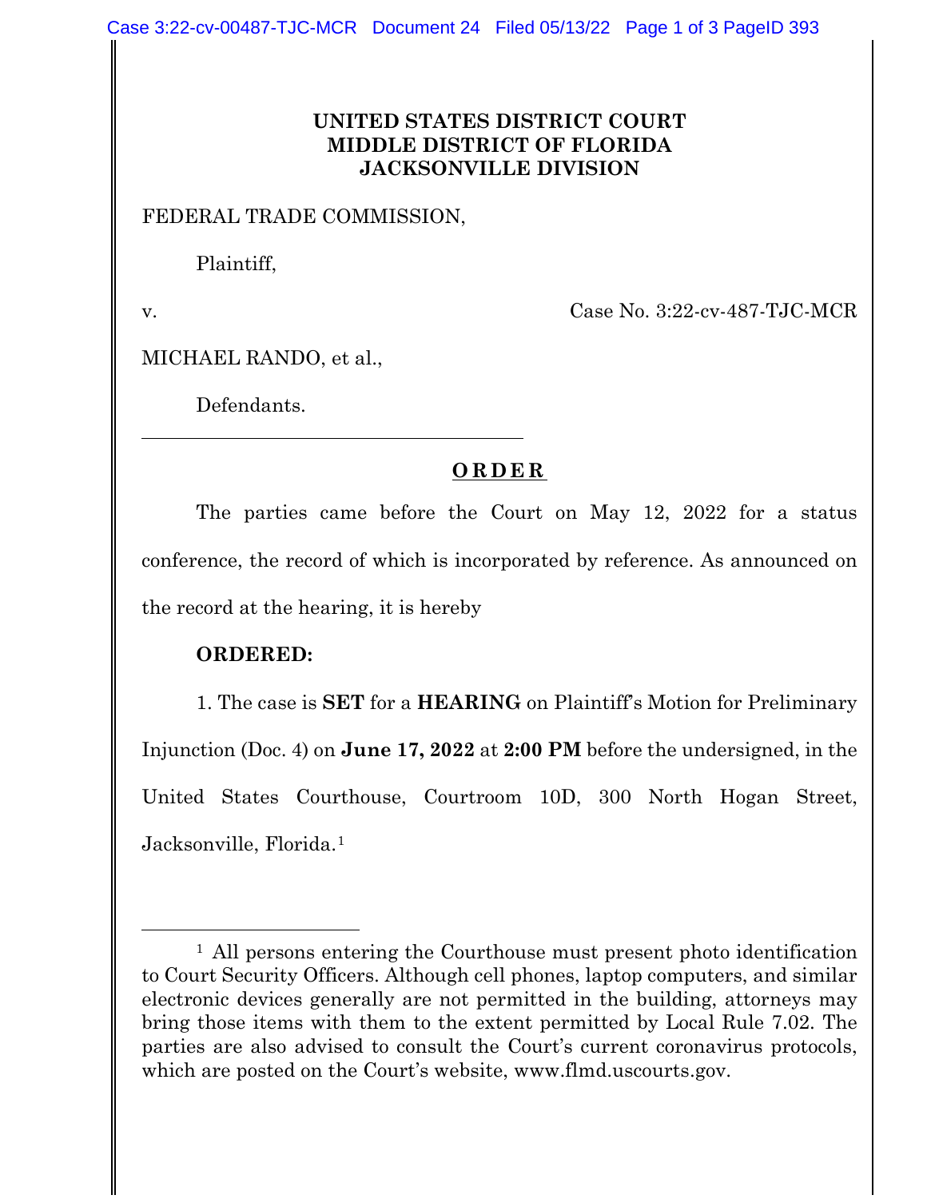**UNITED STATES DISTRICT COURT**
**MIDDLE DISTRICT OF FLORIDA**
**JACKSONVILLE DIVISION**

FEDERAL TRADE COMMISSION,

Plaintiff,

v. Case No. 3:22-cv-487-TJC-MCR

MICHAEL RANDO, et al.,

Defendants.

---

**O R D E R**

The parties came before the Court on May 12, 2022 for a status conference, the record of which is incorporated by reference. As announced on the record at the hearing, it is hereby

**ORDERED:**

1. The case is **SET** for a **HEARING** on Plaintiff's Motion for Preliminary Injunction (Doc. 4) on **June 17, 2022** at **2:00 PM** before the undersigned, in the United States Courthouse, Courtroom 10D, 300 North Hogan Street, Jacksonville, Florida.[1]

---

[1] All persons entering the Courthouse must present photo identification to Court Security Officers. Although cell phones, laptop computers, and similar electronic devices generally are not permitted in the building, attorneys may bring those items with them to the extent permitted by Local Rule 7.02. The parties are also advised to consult the Court's current coronavirus protocols, which are posted on the Court's website, www.flmd.uscourts.gov.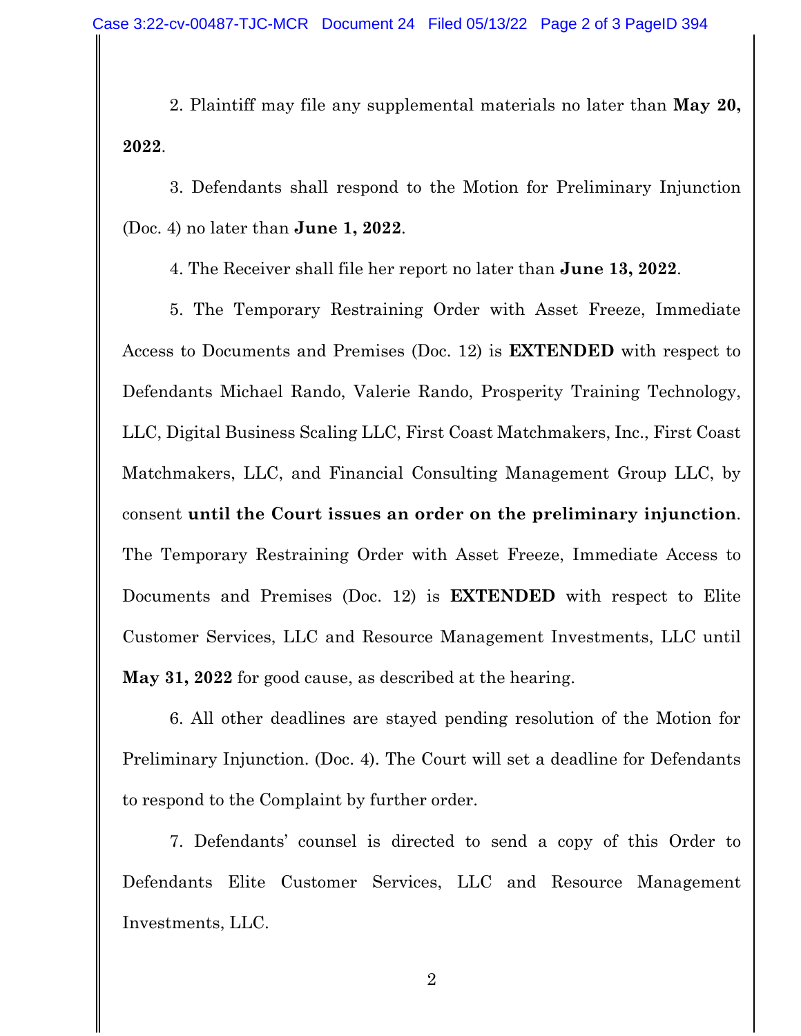2. Plaintiff may file any supplemental materials no later than **May 20, 2022**.

3. Defendants shall respond to the Motion for Preliminary Injunction (Doc. 4) no later than **June 1, 2022**.

4. The Receiver shall file her report no later than **June 13, 2022**.

5. The Temporary Restraining Order with Asset Freeze, Immediate Access to Documents and Premises (Doc. 12) is **EXTENDED** with respect to Defendants Michael Rando, Valerie Rando, Prosperity Training Technology, LLC, Digital Business Scaling LLC, First Coast Matchmakers, Inc., First Coast Matchmakers, LLC, and Financial Consulting Management Group LLC, by consent **until the Court issues an order on the preliminary injunction**. The Temporary Restraining Order with Asset Freeze, Immediate Access to Documents and Premises (Doc. 12) is **EXTENDED** with respect to Elite Customer Services, LLC and Resource Management Investments, LLC until **May 31, 2022** for good cause, as described at the hearing.

6. All other deadlines are stayed pending resolution of the Motion for Preliminary Injunction. (Doc. 4). The Court will set a deadline for Defendants to respond to the Complaint by further order.

7. Defendants' counsel is directed to send a copy of this Order to Defendants Elite Customer Services, LLC and Resource Management Investments, LLC.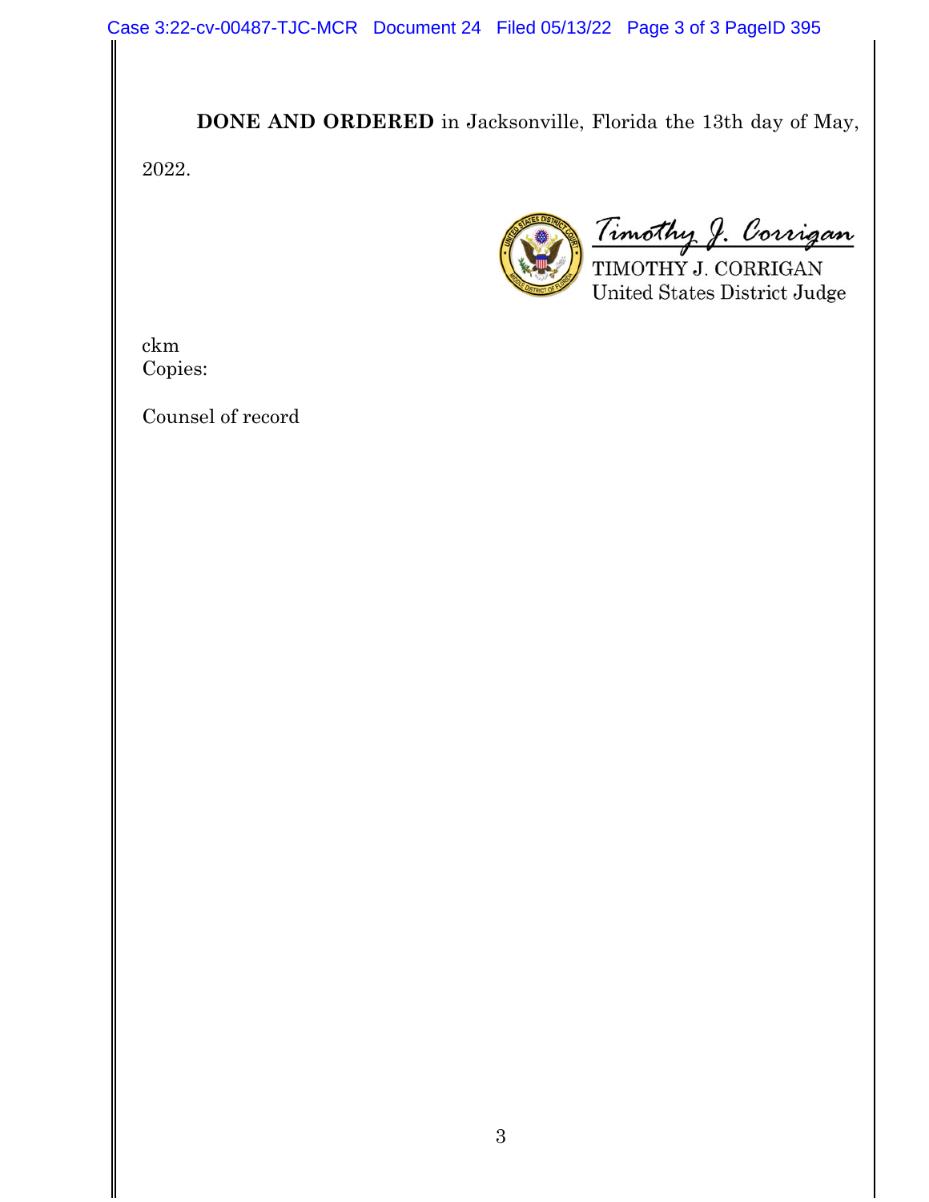**DONE AND ORDERED** in Jacksonville, Florida the 13th day of May, 2022.

*Timothy J. Corrigan*
TIMOTHY J. CORRIGAN
United States District Judge

ckm
Copies:

Counsel of record